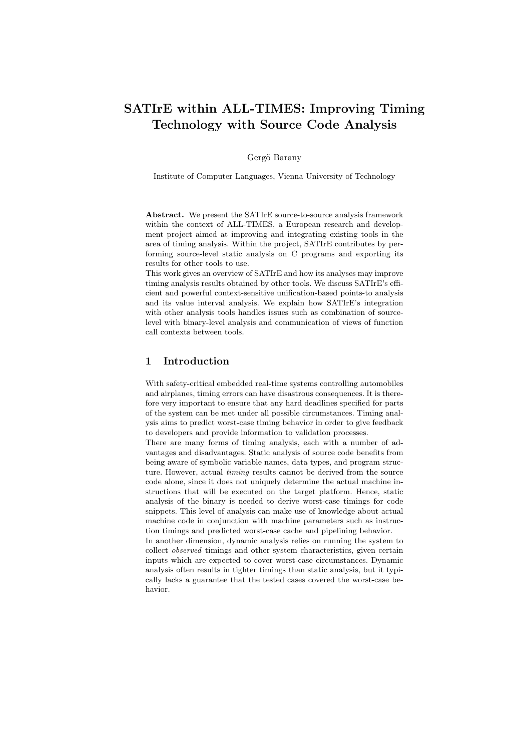# SATIrE within ALL-TIMES: Improving Timing Technology with Source Code Analysis

Gergö Barany

Institute of Computer Languages, Vienna University of Technology

**Abstract.** We present the SATIrE source-to-source analysis framework within the context of ALL-TIMES, a European research and development project aimed at improving and integrating existing tools in the area of timing analysis. Within the project, SATIrE contributes by performing source-level static analysis on C programs and exporting its results for other tools to use.
This work gives an overview of SATIrE and how its analyses may improve timing analysis results obtained by other tools. We discuss SATIrE's efficient and powerful context-sensitive unification-based points-to analysis and its value interval analysis. We explain how SATIrE's integration with other analysis tools handles issues such as combination of source-level with binary-level analysis and communication of views of function call contexts between tools.

## 1 Introduction

With safety-critical embedded real-time systems controlling automobiles and airplanes, timing errors can have disastrous consequences. It is therefore very important to ensure that any hard deadlines specified for parts of the system can be met under all possible circumstances. Timing analysis aims to predict worst-case timing behavior in order to give feedback to developers and provide information to validation processes.
There are many forms of timing analysis, each with a number of advantages and disadvantages. Static analysis of source code benefits from being aware of symbolic variable names, data types, and program structure. However, actual *timing* results cannot be derived from the source code alone, since it does not uniquely determine the actual machine instructions that will be executed on the target platform. Hence, static analysis of the binary is needed to derive worst-case timings for code snippets. This level of analysis can make use of knowledge about actual machine code in conjunction with machine parameters such as instruction timings and predicted worst-case cache and pipelining behavior.
In another dimension, dynamic analysis relies on running the system to collect *observed* timings and other system characteristics, given certain inputs which are expected to cover worst-case circumstances. Dynamic analysis often results in tighter timings than static analysis, but it typically lacks a guarantee that the tested cases covered the worst-case behavior.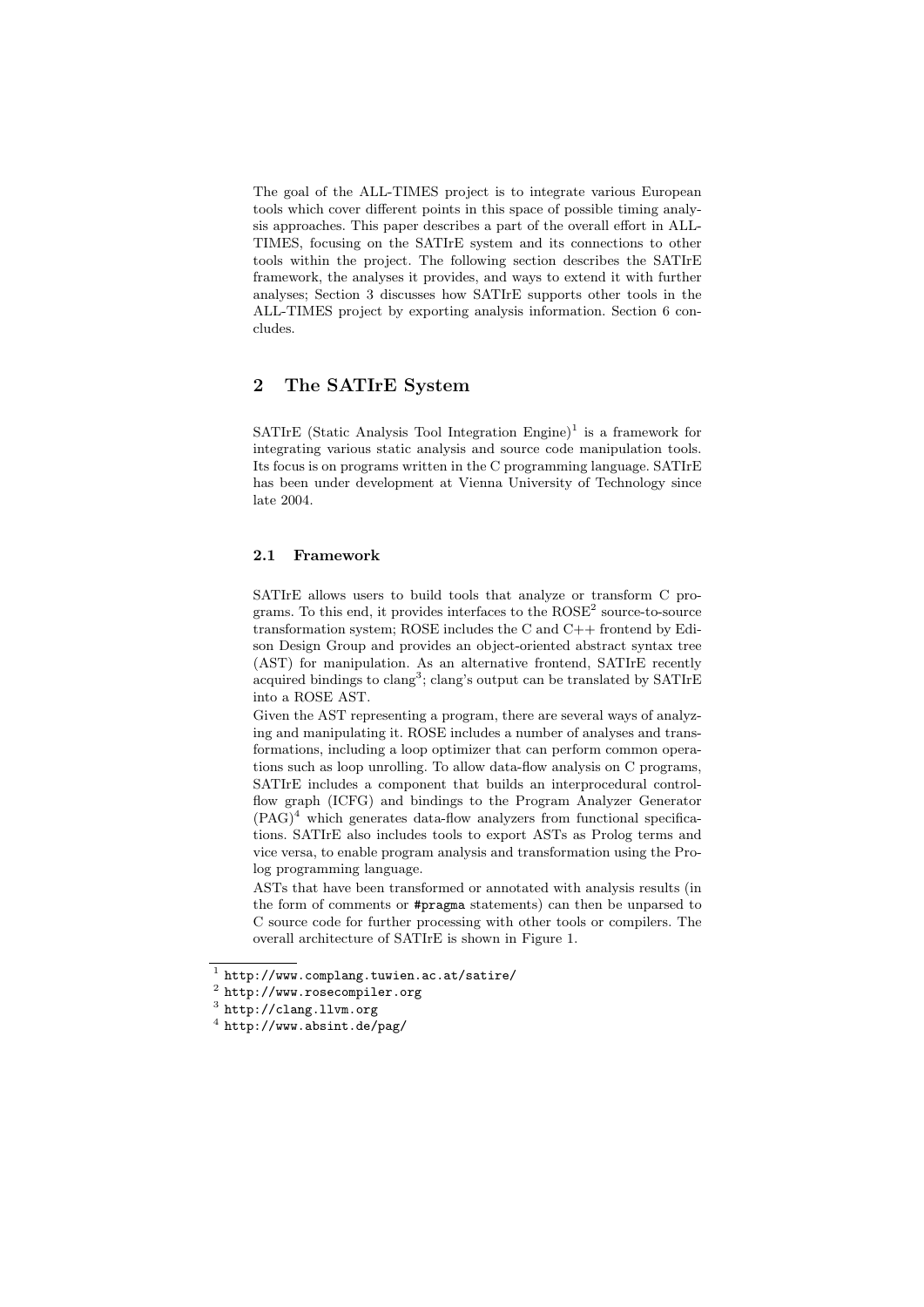The goal of the ALL-TIMES project is to integrate various European tools which cover different points in this space of possible timing analysis approaches. This paper describes a part of the overall effort in ALL-TIMES, focusing on the SATIrE system and its connections to other tools within the project. The following section describes the SATIrE framework, the analyses it provides, and ways to extend it with further analyses; Section 3 discusses how SATIrE supports other tools in the ALL-TIMES project by exporting analysis information. Section 6 concludes.

## 2 The SATIrE System

SATIrE (Static Analysis Tool Integration Engine)[1] is a framework for integrating various static analysis and source code manipulation tools. Its focus is on programs written in the C programming language. SATIrE has been under development at Vienna University of Technology since late 2004.

### 2.1 Framework

SATIrE allows users to build tools that analyze or transform C programs. To this end, it provides interfaces to the ROSE[2] source-to-source transformation system; ROSE includes the C and C++ frontend by Edison Design Group and provides an object-oriented abstract syntax tree (AST) for manipulation. As an alternative frontend, SATIrE recently acquired bindings to clang[3]; clang's output can be translated by SATIrE into a ROSE AST.

Given the AST representing a program, there are several ways of analyzing and manipulating it. ROSE includes a number of analyses and transformations, including a loop optimizer that can perform common operations such as loop unrolling. To allow data-flow analysis on C programs, SATIrE includes a component that builds an interprocedural control-flow graph (ICFG) and bindings to the Program Analyzer Generator (PAG)[4] which generates data-flow analyzers from functional specifications. SATIrE also includes tools to export ASTs as Prolog terms and vice versa, to enable program analysis and transformation using the Prolog programming language.

ASTs that have been transformed or annotated with analysis results (in the form of comments or `#pragma` statements) can then be unparsed to C source code for further processing with other tools or compilers. The overall architecture of SATIrE is shown in Figure 1.

---

[1] http://www.complang.tuwien.ac.at/satire/

[2] http://www.rosecompiler.org

[3] http://clang.llvm.org

[4] http://www.absint.de/pag/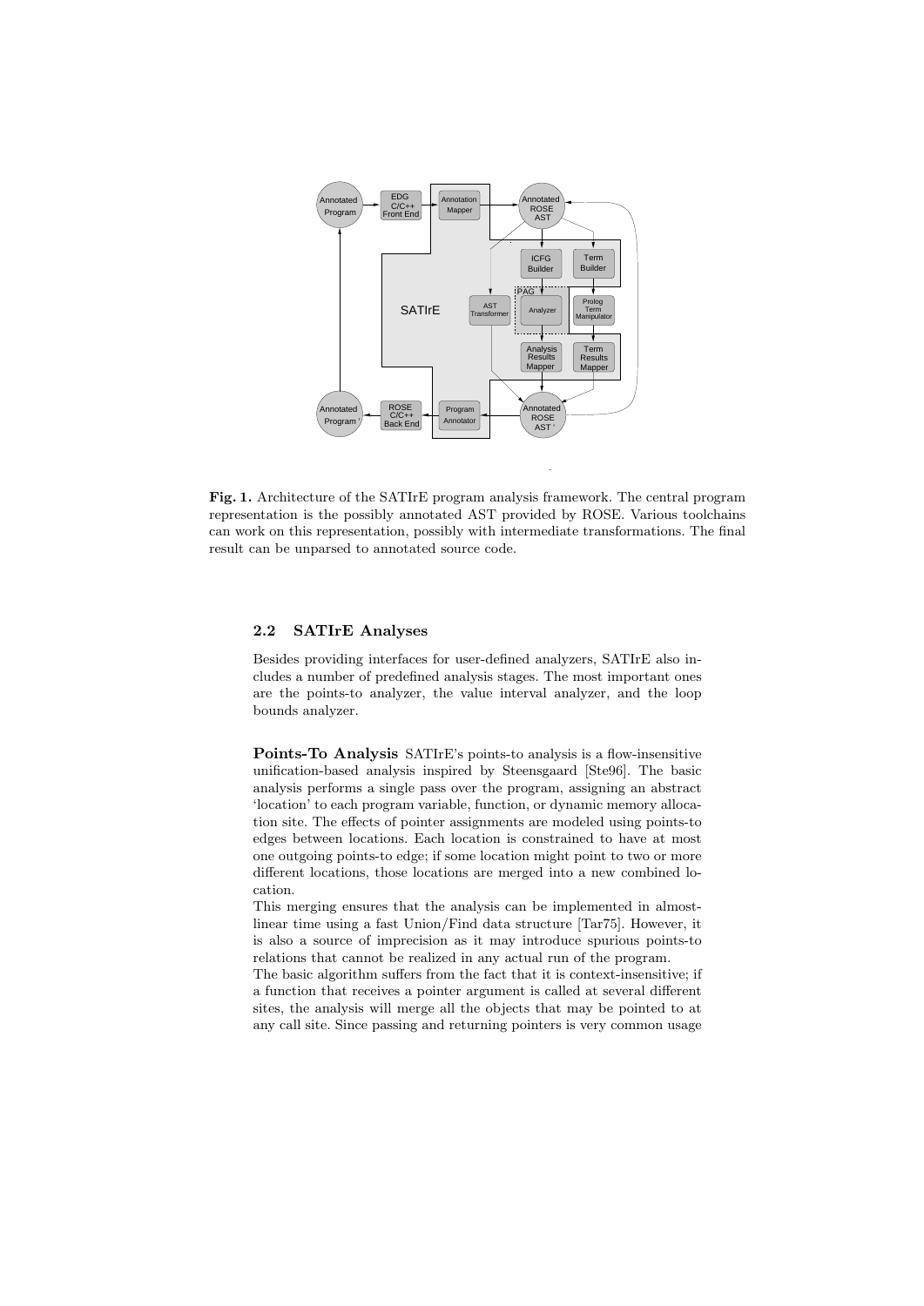Annotated Program

EDG C/C++ Front End

Annotation Mapper

Annotated ROSE AST

ICFG Builder

Term Builder

SATIrE

AST Transformer

PAG

Analyzer

Prolog Term Manipulator

Analysis Results Mapper

Term Results Mapper

Annotated Program '

ROSE C/C++ Back End

Program Annotator

Annotated ROSE AST '

**Fig. 1.** Architecture of the SATIrE program analysis framework. The central program representation is the possibly annotated AST provided by ROSE. Various toolchains can work on this representation, possibly with intermediate transformations. The final result can be unparsed to annotated source code.

### 2.2 SATIrE Analyses

Besides providing interfaces for user-defined analyzers, SATIrE also includes a number of predefined analysis stages. The most important ones are the points-to analyzer, the value interval analyzer, and the loop bounds analyzer.

**Points-To Analysis** SATIrE's points-to analysis is a flow-insensitive unification-based analysis inspired by Steensgaard [Ste96]. The basic analysis performs a single pass over the program, assigning an abstract 'location' to each program variable, function, or dynamic memory allocation site. The effects of pointer assignments are modeled using points-to edges between locations. Each location is constrained to have at most one outgoing points-to edge; if some location might point to two or more different locations, those locations are merged into a new combined location.

This merging ensures that the analysis can be implemented in almost-linear time using a fast Union/Find data structure [Tar75]. However, it is also a source of imprecision as it may introduce spurious points-to relations that cannot be realized in any actual run of the program.

The basic algorithm suffers from the fact that it is context-insensitive; if a function that receives a pointer argument is called at several different sites, the analysis will merge all the objects that may be pointed to at any call site. Since passing and returning pointers is very common usage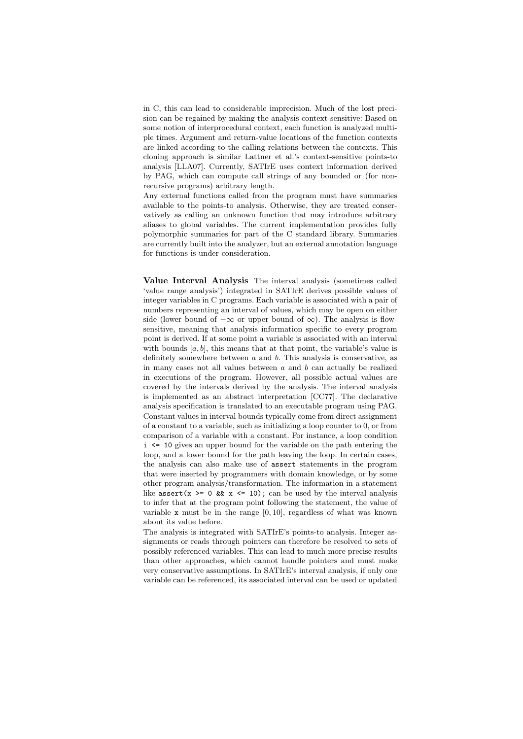in C, this can lead to considerable imprecision. Much of the lost precision can be regained by making the analysis context-sensitive: Based on some notion of interprocedural context, each function is analyzed multiple times. Argument and return-value locations of the function contexts are linked according to the calling relations between the contexts. This cloning approach is similar Lattner et al.'s context-sensitive points-to analysis [LLA07]. Currently, SATIrE uses context information derived by PAG, which can compute call strings of any bounded or (for non-recursive programs) arbitrary length.

Any external functions called from the program must have summaries available to the points-to analysis. Otherwise, they are treated conservatively as calling an unknown function that may introduce arbitrary aliases to global variables. The current implementation provides fully polymorphic summaries for part of the C standard library. Summaries are currently built into the analyzer, but an external annotation language for functions is under consideration.

**Value Interval Analysis** The interval analysis (sometimes called 'value range analysis') integrated in SATIrE derives possible values of integer variables in C programs. Each variable is associated with a pair of numbers representing an interval of values, which may be open on either side (lower bound of $-\infty$ or upper bound of $\infty$). The analysis is flow-sensitive, meaning that analysis information specific to every program point is derived. If at some point a variable is associated with an interval with bounds $[a, b]$, this means that at that point, the variable's value is definitely somewhere between $a$ and $b$. This analysis is conservative, as in many cases not all values between $a$ and $b$ can actually be realized in executions of the program. However, all possible actual values are covered by the intervals derived by the analysis. The interval analysis is implemented as an abstract interpretation [CC77]. The declarative analysis specification is translated to an executable program using PAG. Constant values in interval bounds typically come from direct assignment of a constant to a variable, such as initializing a loop counter to 0, or from comparison of a variable with a constant. For instance, a loop condition `i <= 10` gives an upper bound for the variable on the path entering the loop, and a lower bound for the path leaving the loop. In certain cases, the analysis can also make use of `assert` statements in the program that were inserted by programmers with domain knowledge, or by some other program analysis/transformation. The information in a statement like `assert(x >= 0 && x <= 10);` can be used by the interval analysis to infer that at the program point following the statement, the value of variable `x` must be in the range $[0, 10]$, regardless of what was known about its value before.

The analysis is integrated with SATIrE's points-to analysis. Integer assignments or reads through pointers can therefore be resolved to sets of possibly referenced variables. This can lead to much more precise results than other approaches, which cannot handle pointers and must make very conservative assumptions. In SATIrE's interval analysis, if only one variable can be referenced, its associated interval can be used or updated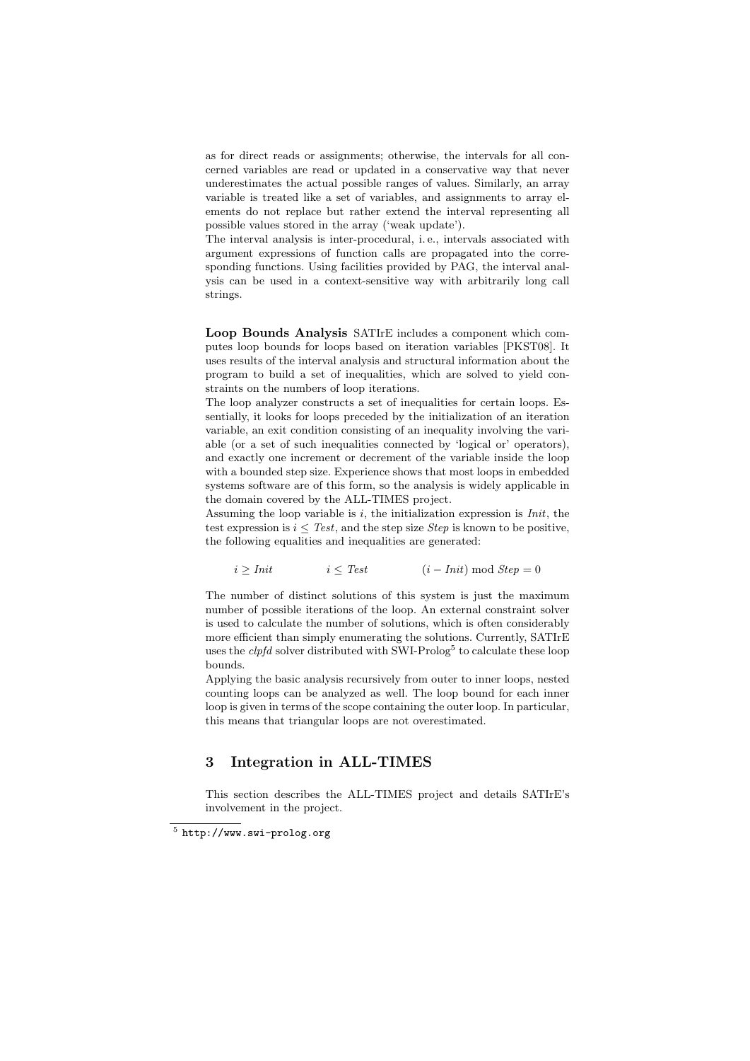as for direct reads or assignments; otherwise, the intervals for all concerned variables are read or updated in a conservative way that never underestimates the actual possible ranges of values. Similarly, an array variable is treated like a set of variables, and assignments to array elements do not replace but rather extend the interval representing all possible values stored in the array ('weak update').

The interval analysis is inter-procedural, i. e., intervals associated with argument expressions of function calls are propagated into the corresponding functions. Using facilities provided by PAG, the interval analysis can be used in a context-sensitive way with arbitrarily long call strings.

**Loop Bounds Analysis** SATIrE includes a component which computes loop bounds for loops based on iteration variables [PKST08]. It uses results of the interval analysis and structural information about the program to build a set of inequalities, which are solved to yield constraints on the numbers of loop iterations.

The loop analyzer constructs a set of inequalities for certain loops. Essentially, it looks for loops preceded by the initialization of an iteration variable, an exit condition consisting of an inequality involving the variable (or a set of such inequalities connected by 'logical or' operators), and exactly one increment or decrement of the variable inside the loop with a bounded step size. Experience shows that most loops in embedded systems software are of this form, so the analysis is widely applicable in the domain covered by the ALL-TIMES project.

Assuming the loop variable is $i$, the initialization expression is $Init$, the test expression is $i \leq Test$, and the step size $Step$ is known to be positive, the following equalities and inequalities are generated:

$$i \geq Init \qquad i \leq Test \qquad (i - Init) \bmod Step = 0$$

The number of distinct solutions of this system is just the maximum number of possible iterations of the loop. An external constraint solver is used to calculate the number of solutions, which is often considerably more efficient than simply enumerating the solutions. Currently, SATIrE uses the *clpfd* solver distributed with SWI-Prolog[5] to calculate these loop bounds.

Applying the basic analysis recursively from outer to inner loops, nested counting loops can be analyzed as well. The loop bound for each inner loop is given in terms of the scope containing the outer loop. In particular, this means that triangular loops are not overestimated.

## 3 Integration in ALL-TIMES

This section describes the ALL-TIMES project and details SATIrE's involvement in the project.

[5] http://www.swi-prolog.org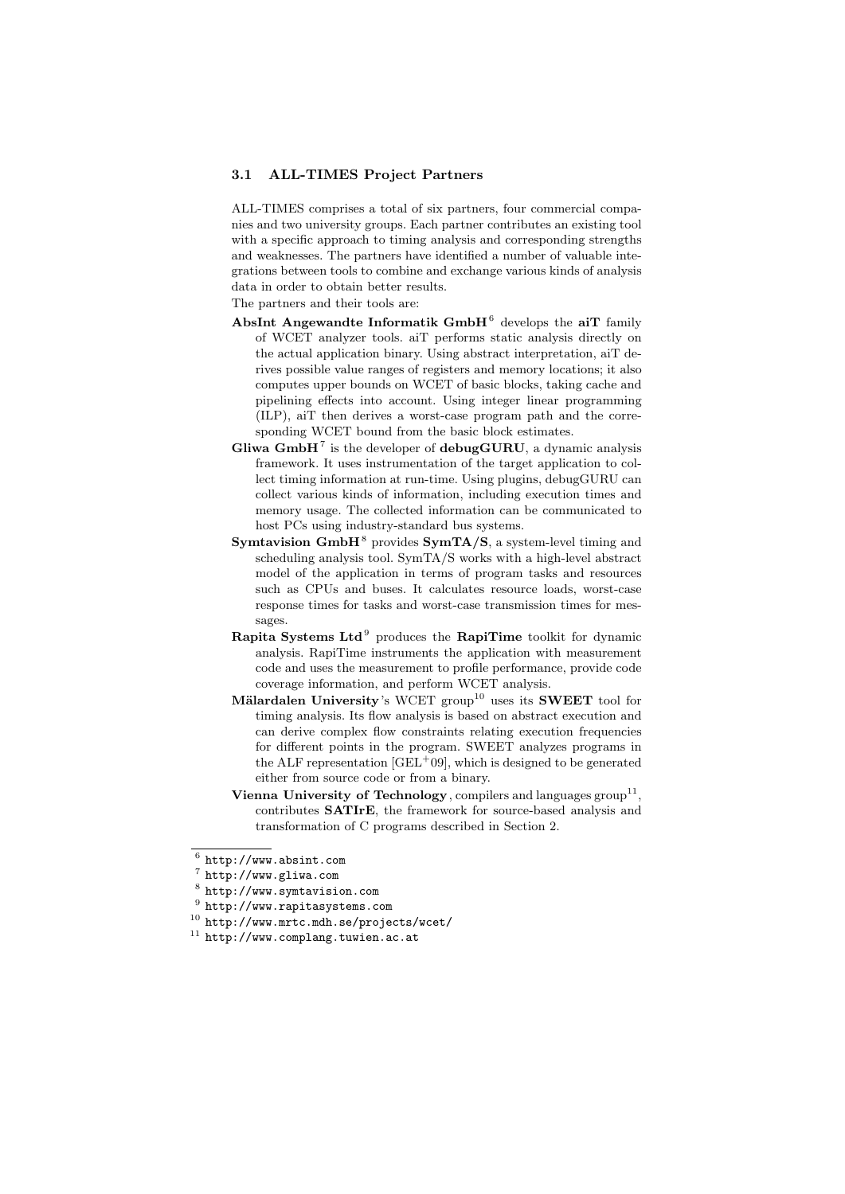### 3.1 ALL-TIMES Project Partners

ALL-TIMES comprises a total of six partners, four commercial companies and two university groups. Each partner contributes an existing tool with a specific approach to timing analysis and corresponding strengths and weaknesses. The partners have identified a number of valuable integrations between tools to combine and exchange various kinds of analysis data in order to obtain better results.

The partners and their tools are:

**AbsInt Angewandte Informatik GmbH**[6] develops the **aiT** family of WCET analyzer tools. aiT performs static analysis directly on the actual application binary. Using abstract interpretation, aiT derives possible value ranges of registers and memory locations; it also computes upper bounds on WCET of basic blocks, taking cache and pipelining effects into account. Using integer linear programming (ILP), aiT then derives a worst-case program path and the corresponding WCET bound from the basic block estimates.

**Gliwa GmbH**[7] is the developer of **debugGURU**, a dynamic analysis framework. It uses instrumentation of the target application to collect timing information at run-time. Using plugins, debugGURU can collect various kinds of information, including execution times and memory usage. The collected information can be communicated to host PCs using industry-standard bus systems.

**Symtavision GmbH**[8] provides **SymTA/S**, a system-level timing and scheduling analysis tool. SymTA/S works with a high-level abstract model of the application in terms of program tasks and resources such as CPUs and buses. It calculates resource loads, worst-case response times for tasks and worst-case transmission times for messages.

**Rapita Systems Ltd**[9] produces the **RapiTime** toolkit for dynamic analysis. RapiTime instruments the application with measurement code and uses the measurement to profile performance, provide code coverage information, and perform WCET analysis.

**Mälardalen University**'s WCET group[10] uses its **SWEET** tool for timing analysis. Its flow analysis is based on abstract execution and can derive complex flow constraints relating execution frequencies for different points in the program. SWEET analyzes programs in the ALF representation [GEL+09], which is designed to be generated either from source code or from a binary.

**Vienna University of Technology**, compilers and languages group[11], contributes **SATIrE**, the framework for source-based analysis and transformation of C programs described in Section 2.

[6] http://www.absint.com

[7] http://www.gliwa.com

[8] http://www.symtavision.com

[9] http://www.rapitasystems.com

[10] http://www.mrtc.mdh.se/projects/wcet/

[11] http://www.complang.tuwien.ac.at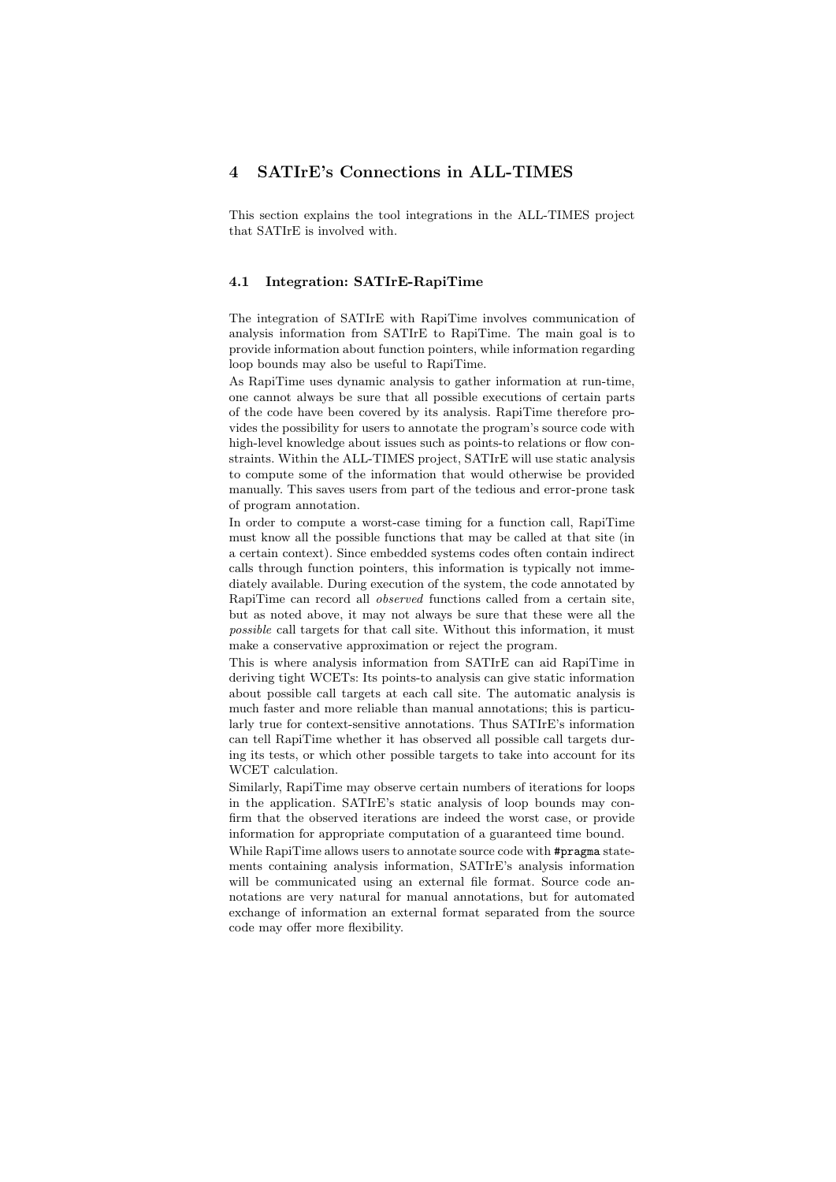## 4 SATIrE's Connections in ALL-TIMES

This section explains the tool integrations in the ALL-TIMES project that SATIrE is involved with.

### 4.1 Integration: SATIrE-RapiTime

The integration of SATIrE with RapiTime involves communication of analysis information from SATIrE to RapiTime. The main goal is to provide information about function pointers, while information regarding loop bounds may also be useful to RapiTime.

As RapiTime uses dynamic analysis to gather information at run-time, one cannot always be sure that all possible executions of certain parts of the code have been covered by its analysis. RapiTime therefore provides the possibility for users to annotate the program's source code with high-level knowledge about issues such as points-to relations or flow constraints. Within the ALL-TIMES project, SATIrE will use static analysis to compute some of the information that would otherwise be provided manually. This saves users from part of the tedious and error-prone task of program annotation.

In order to compute a worst-case timing for a function call, RapiTime must know all the possible functions that may be called at that site (in a certain context). Since embedded systems codes often contain indirect calls through function pointers, this information is typically not immediately available. During execution of the system, the code annotated by RapiTime can record all *observed* functions called from a certain site, but as noted above, it may not always be sure that these were all the *possible* call targets for that call site. Without this information, it must make a conservative approximation or reject the program.

This is where analysis information from SATIrE can aid RapiTime in deriving tight WCETs: Its points-to analysis can give static information about possible call targets at each call site. The automatic analysis is much faster and more reliable than manual annotations; this is particularly true for context-sensitive annotations. Thus SATIrE's information can tell RapiTime whether it has observed all possible call targets during its tests, or which other possible targets to take into account for its WCET calculation.

Similarly, RapiTime may observe certain numbers of iterations for loops in the application. SATIrE's static analysis of loop bounds may confirm that the observed iterations are indeed the worst case, or provide information for appropriate computation of a guaranteed time bound.

While RapiTime allows users to annotate source code with `#pragma` statements containing analysis information, SATIrE's analysis information will be communicated using an external file format. Source code annotations are very natural for manual annotations, but for automated exchange of information an external format separated from the source code may offer more flexibility.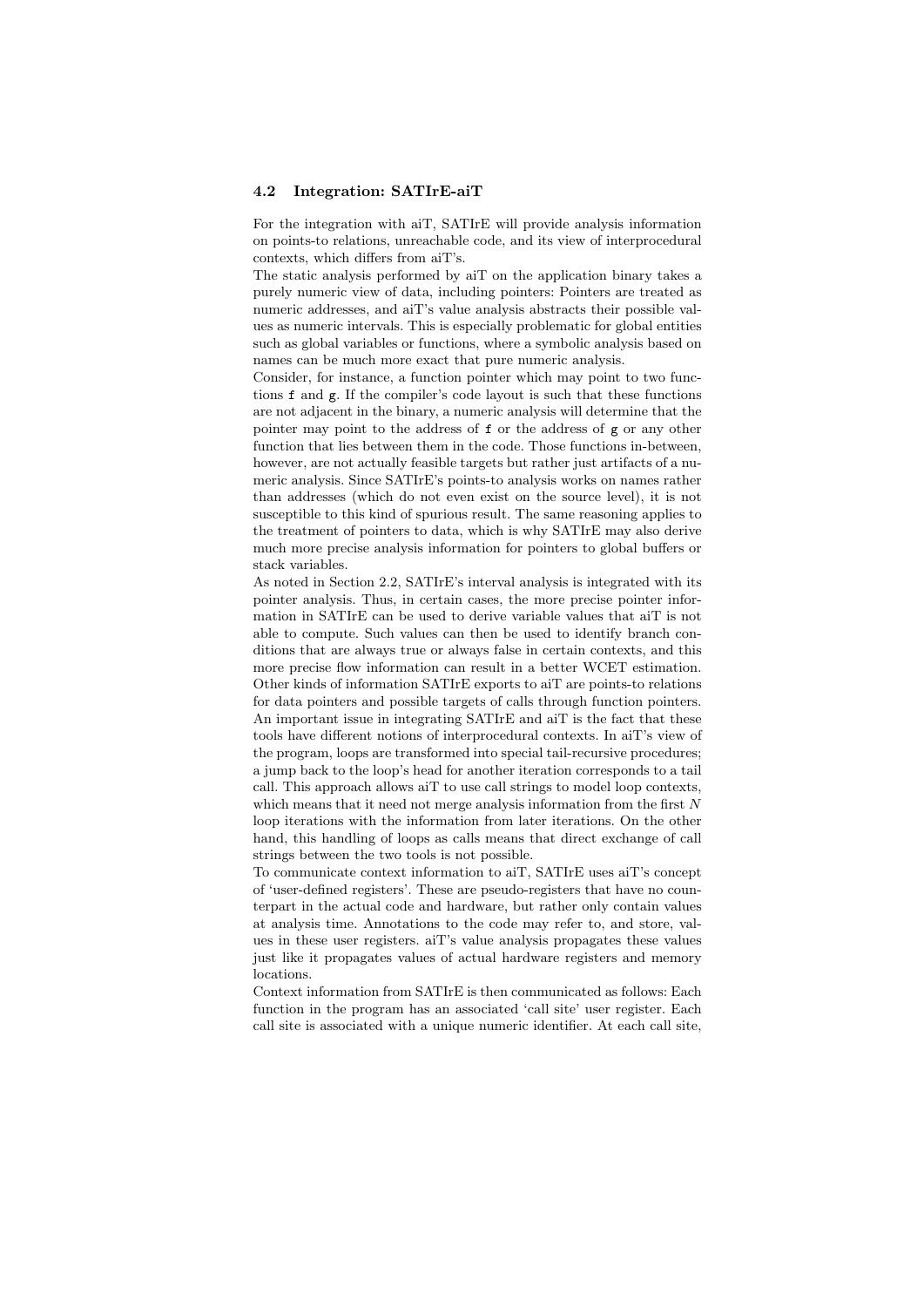### 4.2 Integration: SATIrE-aiT

For the integration with aiT, SATIrE will provide analysis information on points-to relations, unreachable code, and its view of interprocedural contexts, which differs from aiT's.

The static analysis performed by aiT on the application binary takes a purely numeric view of data, including pointers: Pointers are treated as numeric addresses, and aiT's value analysis abstracts their possible values as numeric intervals. This is especially problematic for global entities such as global variables or functions, where a symbolic analysis based on names can be much more exact that pure numeric analysis.

Consider, for instance, a function pointer which may point to two functions `f` and `g`. If the compiler's code layout is such that these functions are not adjacent in the binary, a numeric analysis will determine that the pointer may point to the address of `f` or the address of `g` or any other function that lies between them in the code. Those functions in-between, however, are not actually feasible targets but rather just artifacts of a numeric analysis. Since SATIrE's points-to analysis works on names rather than addresses (which do not even exist on the source level), it is not susceptible to this kind of spurious result. The same reasoning applies to the treatment of pointers to data, which is why SATIrE may also derive much more precise analysis information for pointers to global buffers or stack variables.

As noted in Section 2.2, SATIrE's interval analysis is integrated with its pointer analysis. Thus, in certain cases, the more precise pointer information in SATIrE can be used to derive variable values that aiT is not able to compute. Such values can then be used to identify branch conditions that are always true or always false in certain contexts, and this more precise flow information can result in a better WCET estimation.

Other kinds of information SATIrE exports to aiT are points-to relations for data pointers and possible targets of calls through function pointers.

An important issue in integrating SATIrE and aiT is the fact that these tools have different notions of interprocedural contexts. In aiT's view of the program, loops are transformed into special tail-recursive procedures; a jump back to the loop's head for another iteration corresponds to a tail call. This approach allows aiT to use call strings to model loop contexts, which means that it need not merge analysis information from the first $N$ loop iterations with the information from later iterations. On the other hand, this handling of loops as calls means that direct exchange of call strings between the two tools is not possible.

To communicate context information to aiT, SATIrE uses aiT's concept of 'user-defined registers'. These are pseudo-registers that have no counterpart in the actual code and hardware, but rather only contain values at analysis time. Annotations to the code may refer to, and store, values in these user registers. aiT's value analysis propagates these values just like it propagates values of actual hardware registers and memory locations.

Context information from SATIrE is then communicated as follows: Each function in the program has an associated 'call site' user register. Each call site is associated with a unique numeric identifier. At each call site,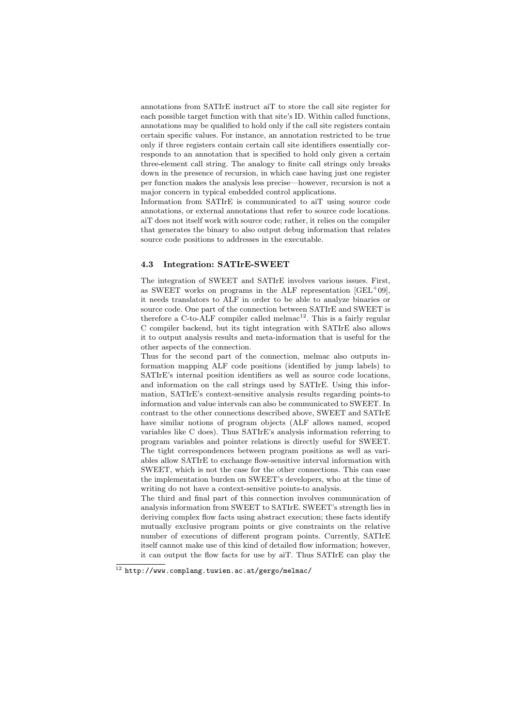annotations from SATIrE instruct aiT to store the call site register for each possible target function with that site's ID. Within called functions, annotations may be qualified to hold only if the call site registers contain certain specific values. For instance, an annotation restricted to be true only if three registers contain certain call site identifiers essentially corresponds to an annotation that is specified to hold only given a certain three-element call string. The analogy to finite call strings only breaks down in the presence of recursion, in which case having just one register per function makes the analysis less precise—however, recursion is not a major concern in typical embedded control applications.

Information from SATIrE is communicated to aiT using source code annotations, or external annotations that refer to source code locations. aiT does not itself work with source code; rather, it relies on the compiler that generates the binary to also output debug information that relates source code positions to addresses in the executable.

### 4.3 Integration: SATIrE-SWEET

The integration of SWEET and SATIrE involves various issues. First, as SWEET works on programs in the ALF representation [GEL+09], it needs translators to ALF in order to be able to analyze binaries or source code. One part of the connection between SATIrE and SWEET is therefore a C-to-ALF compiler called melmac[12]. This is a fairly regular C compiler backend, but its tight integration with SATIrE also allows it to output analysis results and meta-information that is useful for the other aspects of the connection.

Thus for the second part of the connection, melmac also outputs information mapping ALF code positions (identified by jump labels) to SATIrE's internal position identifiers as well as source code locations, and information on the call strings used by SATIrE. Using this information, SATIrE's context-sensitive analysis results regarding points-to information and value intervals can also be communicated to SWEET. In contrast to the other connections described above, SWEET and SATIrE have similar notions of program objects (ALF allows named, scoped variables like C does). Thus SATIrE's analysis information referring to program variables and pointer relations is directly useful for SWEET. The tight correspondences between program positions as well as variables allow SATIrE to exchange flow-sensitive interval information with SWEET, which is not the case for the other connections. This can ease the implementation burden on SWEET's developers, who at the time of writing do not have a context-sensitive points-to analysis.

The third and final part of this connection involves communication of analysis information from SWEET to SATIrE. SWEET's strength lies in deriving complex flow facts using abstract execution; these facts identify mutually exclusive program points or give constraints on the relative number of executions of different program points. Currently, SATIrE itself cannot make use of this kind of detailed flow information; however, it can output the flow facts for use by aiT. Thus SATIrE can play the

[12] http://www.complang.tuwien.ac.at/gergo/melmac/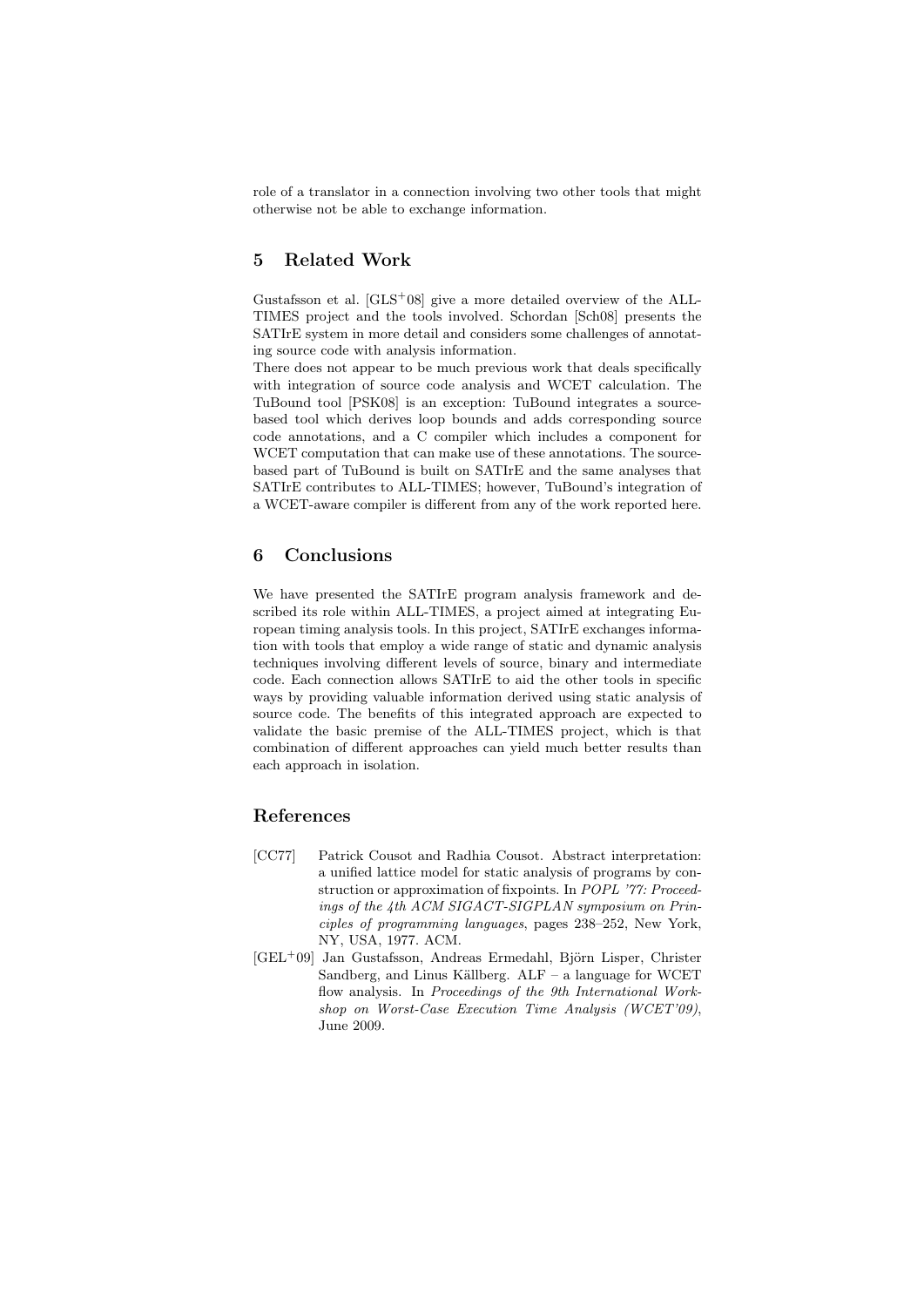role of a translator in a connection involving two other tools that might otherwise not be able to exchange information.

## 5 Related Work

Gustafsson et al. [GLS+08] give a more detailed overview of the ALL-TIMES project and the tools involved. Schordan [Sch08] presents the SATIrE system in more detail and considers some challenges of annotating source code with analysis information.

There does not appear to be much previous work that deals specifically with integration of source code analysis and WCET calculation. The TuBound tool [PSK08] is an exception: TuBound integrates a source-based tool which derives loop bounds and adds corresponding source code annotations, and a C compiler which includes a component for WCET computation that can make use of these annotations. The source-based part of TuBound is built on SATIrE and the same analyses that SATIrE contributes to ALL-TIMES; however, TuBound's integration of a WCET-aware compiler is different from any of the work reported here.

## 6 Conclusions

We have presented the SATIrE program analysis framework and described its role within ALL-TIMES, a project aimed at integrating European timing analysis tools. In this project, SATIrE exchanges information with tools that employ a wide range of static and dynamic analysis techniques involving different levels of source, binary and intermediate code. Each connection allows SATIrE to aid the other tools in specific ways by providing valuable information derived using static analysis of source code. The benefits of this integrated approach are expected to validate the basic premise of the ALL-TIMES project, which is that combination of different approaches can yield much better results than each approach in isolation.

## References

[CC77] Patrick Cousot and Radhia Cousot. Abstract interpretation: a unified lattice model for static analysis of programs by construction or approximation of fixpoints. In *POPL '77: Proceedings of the 4th ACM SIGACT-SIGPLAN symposium on Principles of programming languages*, pages 238–252, New York, NY, USA, 1977. ACM.

[GEL+09] Jan Gustafsson, Andreas Ermedahl, Björn Lisper, Christer Sandberg, and Linus Källberg. ALF – a language for WCET flow analysis. In *Proceedings of the 9th International Workshop on Worst-Case Execution Time Analysis (WCET'09)*, June 2009.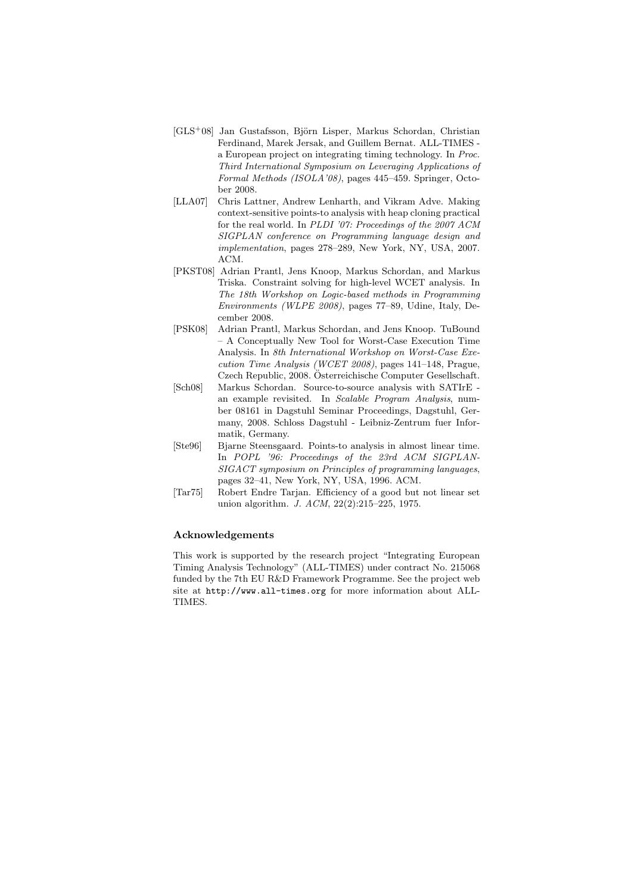[GLS+08] Jan Gustafsson, Björn Lisper, Markus Schordan, Christian Ferdinand, Marek Jersak, and Guillem Bernat. ALL-TIMES - a European project on integrating timing technology. In *Proc. Third International Symposium on Leveraging Applications of Formal Methods (ISOLA'08)*, pages 445–459. Springer, October 2008.

[LLA07] Chris Lattner, Andrew Lenharth, and Vikram Adve. Making context-sensitive points-to analysis with heap cloning practical for the real world. In *PLDI '07: Proceedings of the 2007 ACM SIGPLAN conference on Programming language design and implementation*, pages 278–289, New York, NY, USA, 2007. ACM.

[PKST08] Adrian Prantl, Jens Knoop, Markus Schordan, and Markus Triska. Constraint solving for high-level WCET analysis. In *The 18th Workshop on Logic-based methods in Programming Environments (WLPE 2008)*, pages 77–89, Udine, Italy, December 2008.

[PSK08] Adrian Prantl, Markus Schordan, and Jens Knoop. TuBound – A Conceptually New Tool for Worst-Case Execution Time Analysis. In *8th International Workshop on Worst-Case Execution Time Analysis (WCET 2008)*, pages 141–148, Prague, Czech Republic, 2008. Österreichische Computer Gesellschaft.

[Sch08] Markus Schordan. Source-to-source analysis with SATIrE - an example revisited. In *Scalable Program Analysis*, number 08161 in Dagstuhl Seminar Proceedings, Dagstuhl, Germany, 2008. Schloss Dagstuhl - Leibniz-Zentrum fuer Informatik, Germany.

[Ste96] Bjarne Steensgaard. Points-to analysis in almost linear time. In *POPL '96: Proceedings of the 23rd ACM SIGPLAN-SIGACT symposium on Principles of programming languages*, pages 32–41, New York, NY, USA, 1996. ACM.

[Tar75] Robert Endre Tarjan. Efficiency of a good but not linear set union algorithm. *J. ACM*, 22(2):215–225, 1975.

### Acknowledgements

This work is supported by the research project "Integrating European Timing Analysis Technology" (ALL-TIMES) under contract No. 215068 funded by the 7th EU R&D Framework Programme. See the project web site at `http://www.all-times.org` for more information about ALL-TIMES.